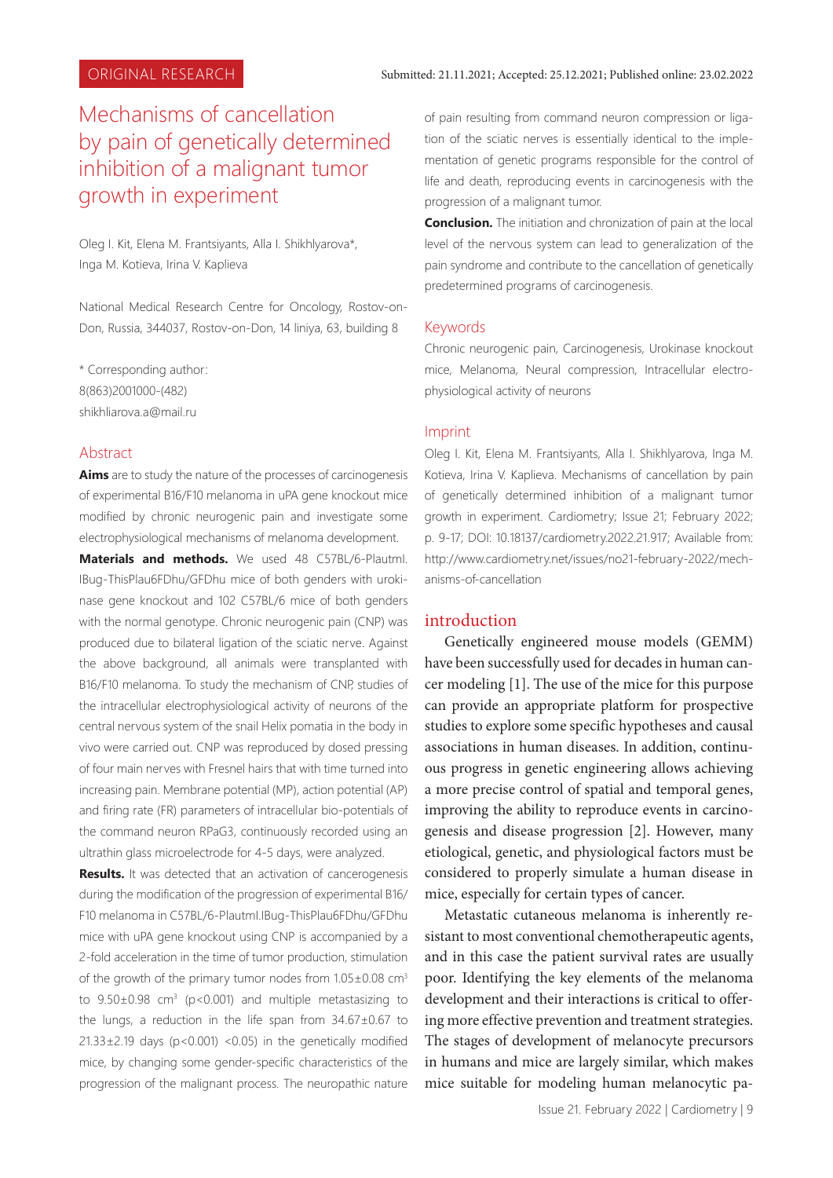ORIGINAL RESEARCH

Submitted: 21.11.2021; Accepted: 25.12.2021; Published online: 23.02.2022

# Mechanisms of cancellation by pain of genetically determined inhibition of a malignant tumor growth in experiment

Oleg I. Kit, Elena M. Frantsiyants, Alla I. Shikhlyarova*, Inga M. Kotieva, Irina V. Kaplieva

National Medical Research Centre for Oncology, Rostov-on-Don, Russia, 344037, Rostov-on-Don, 14 liniya, 63, building 8

\* Corresponding author:
8(863)2001000-(482)
shikhliarova.a@mail.ru

## Abstract

**Aims** are to study the nature of the processes of carcinogenesis of experimental B16/F10 melanoma in uPA gene knockout mice modified by chronic neurogenic pain and investigate some electrophysiological mechanisms of melanoma development.

**Materials and methods.** We used 48 C57BL/6-Plautml. IBug-ThisPlau6FDhu/GFDhu mice of both genders with urokinase gene knockout and 102 C57BL/6 mice of both genders with the normal genotype. Chronic neurogenic pain (CNP) was produced due to bilateral ligation of the sciatic nerve. Against the above background, all animals were transplanted with B16/F10 melanoma. To study the mechanism of CNP, studies of the intracellular electrophysiological activity of neurons of the central nervous system of the snail Helix pomatia in the body in vivo were carried out. CNP was reproduced by dosed pressing of four main nerves with Fresnel hairs that with time turned into increasing pain. Membrane potential (MP), action potential (AP) and firing rate (FR) parameters of intracellular bio-potentials of the command neuron RPaG3, continuously recorded using an ultrathin glass microelectrode for 4-5 days, were analyzed.

**Results.** It was detected that an activation of cancerogenesis during the modification of the progression of experimental B16/F10 melanoma in C57BL/6-Plautml.IBug-ThisPlau6FDhu/GFDhu mice with uPA gene knockout using CNP is accompanied by a 2-fold acceleration in the time of tumor production, stimulation of the growth of the primary tumor nodes from 1.05±0.08 cm$^3$ to 9.50±0.98 cm$^3$ ($p<0.001$) and multiple metastasizing to the lungs, a reduction in the life span from 34.67±0.67 to 21.33±2.19 days ($p<0.001$) <0.05) in the genetically modified mice, by changing some gender-specific characteristics of the progression of the malignant process. The neuropathic nature of pain resulting from command neuron compression or ligation of the sciatic nerves is essentially identical to the implementation of genetic programs responsible for the control of life and death, reproducing events in carcinogenesis with the progression of a malignant tumor.

**Conclusion.** The initiation and chronization of pain at the local level of the nervous system can lead to generalization of the pain syndrome and contribute to the cancellation of genetically predetermined programs of carcinogenesis.

## Keywords

Chronic neurogenic pain, Carcinogenesis, Urokinase knockout mice, Melanoma, Neural compression, Intracellular electrophysiological activity of neurons

## Imprint

Oleg I. Kit, Elena M. Frantsiyants, Alla I. Shikhlyarova, Inga M. Kotieva, Irina V. Kaplieva. Mechanisms of cancellation by pain of genetically determined inhibition of a malignant tumor growth in experiment. Cardiometry; Issue 21; February 2022; p. 9-17; DOI: 10.18137/cardiometry.2022.21.917; Available from: http://www.cardiometry.net/issues/no21-february-2022/mechanisms-of-cancellation

## introduction

Genetically engineered mouse models (GEMM) have been successfully used for decades in human cancer modeling [1]. The use of the mice for this purpose can provide an appropriate platform for prospective studies to explore some specific hypotheses and causal associations in human diseases. In addition, continuous progress in genetic engineering allows achieving a more precise control of spatial and temporal genes, improving the ability to reproduce events in carcinogenesis and disease progression [2]. However, many etiological, genetic, and physiological factors must be considered to properly simulate a human disease in mice, especially for certain types of cancer.

Metastatic cutaneous melanoma is inherently resistant to most conventional chemotherapeutic agents, and in this case the patient survival rates are usually poor. Identifying the key elements of the melanoma development and their interactions is critical to offering more effective prevention and treatment strategies. The stages of development of melanocyte precursors in humans and mice are largely similar, which makes mice suitable for modeling human melanocytic pa-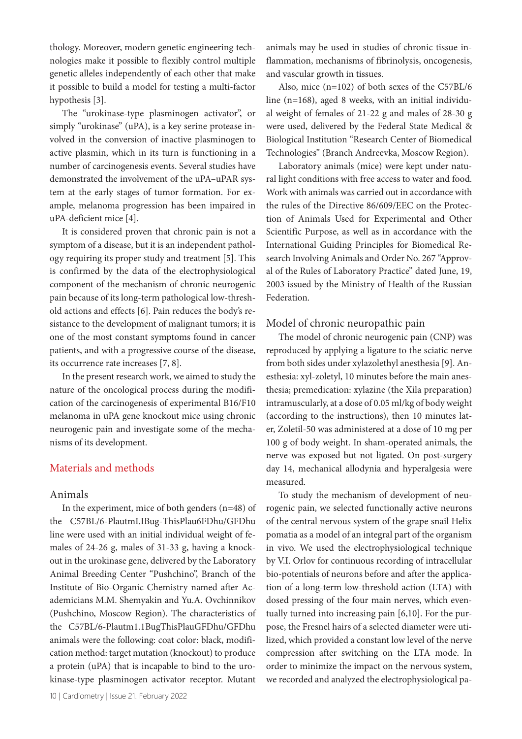thology. Moreover, modern genetic engineering technologies make it possible to flexibly control multiple genetic alleles independently of each other that make it possible to build a model for testing a multi-factor hypothesis [3].

The "urokinase-type plasminogen activator", or simply "urokinase" (uPA), is a key serine protease involved in the conversion of inactive plasminogen to active plasmin, which in its turn is functioning in a number of carcinogenesis events. Several studies have demonstrated the involvement of the uPA–uPAR system at the early stages of tumor formation. For example, melanoma progression has been impaired in uPA-deficient mice [4].

It is considered proven that chronic pain is not a symptom of a disease, but it is an independent pathology requiring its proper study and treatment [5]. This is confirmed by the data of the electrophysiological component of the mechanism of chronic neurogenic pain because of its long-term pathological low-threshold actions and effects [6]. Pain reduces the body's resistance to the development of malignant tumors; it is one of the most constant symptoms found in cancer patients, and with a progressive course of the disease, its occurrence rate increases [7, 8].

In the present research work, we aimed to study the nature of the oncological process during the modification of the carcinogenesis of experimental B16/F10 melanoma in uPA gene knockout mice using chronic neurogenic pain and investigate some of the mechanisms of its development.

## Materials and methods

### Animals

In the experiment, mice of both genders (n=48) of the C57BL/6-PlautmI.IBug-ThisPlau6FDhu/GFDhu line were used with an initial individual weight of females of 24-26 g, males of 31-33 g, having a knockout in the urokinase gene, delivered by the Laboratory Animal Breeding Center "Pushchino", Branch of the Institute of Bio-Organic Chemistry named after Academicians M.M. Shemyakin and Yu.A. Ovchinnikov (Pushchino, Moscow Region). The characteristics of the C57BL/6-Plautm1.1BugThisPlauGFDhu/GFDhu animals were the following: coat color: black, modification method: target mutation (knockout) to produce a protein (uPA) that is incapable to bind to the urokinase-type plasminogen activator receptor. Mutant animals may be used in studies of chronic tissue inflammation, mechanisms of fibrinolysis, oncogenesis, and vascular growth in tissues.

Also, mice (n=102) of both sexes of the C57BL/6 line (n=168), aged 8 weeks, with an initial individual weight of females of 21-22 g and males of 28-30 g were used, delivered by the Federal State Medical & Biological Institution "Research Center of Biomedical Technologies" (Branch Andreevka, Moscow Region).

Laboratory animals (mice) were kept under natural light conditions with free access to water and food. Work with animals was carried out in accordance with the rules of the Directive 86/609/EEC on the Protection of Animals Used for Experimental and Other Scientific Purpose, as well as in accordance with the International Guiding Principles for Biomedical Research Involving Animals and Order No. 267 "Approval of the Rules of Laboratory Practice" dated June, 19, 2003 issued by the Ministry of Health of the Russian Federation.

### Model of chronic neuropathic pain

The model of chronic neurogenic pain (CNP) was reproduced by applying a ligature to the sciatic nerve from both sides under xylazolethyl anesthesia [9]. Anesthesia: xyl-zoletyl, 10 minutes before the main anesthesia; premedication: xylazine (the Xila preparation) intramuscularly, at a dose of 0.05 ml/kg of body weight (according to the instructions), then 10 minutes later, Zoletil-50 was administered at a dose of 10 mg per 100 g of body weight. In sham-operated animals, the nerve was exposed but not ligated. On post-surgery day 14, mechanical allodynia and hyperalgesia were measured.

To study the mechanism of development of neurogenic pain, we selected functionally active neurons of the central nervous system of the grape snail Helix pomatia as a model of an integral part of the organism in vivo. We used the electrophysiological technique by V.I. Orlov for continuous recording of intracellular bio-potentials of neurons before and after the application of a long-term low-threshold action (LTA) with dosed pressing of the four main nerves, which eventually turned into increasing pain [6,10]. For the purpose, the Fresnel hairs of a selected diameter were utilized, which provided a constant low level of the nerve compression after switching on the LTA mode. In order to minimize the impact on the nervous system, we recorded and analyzed the electrophysiological pa-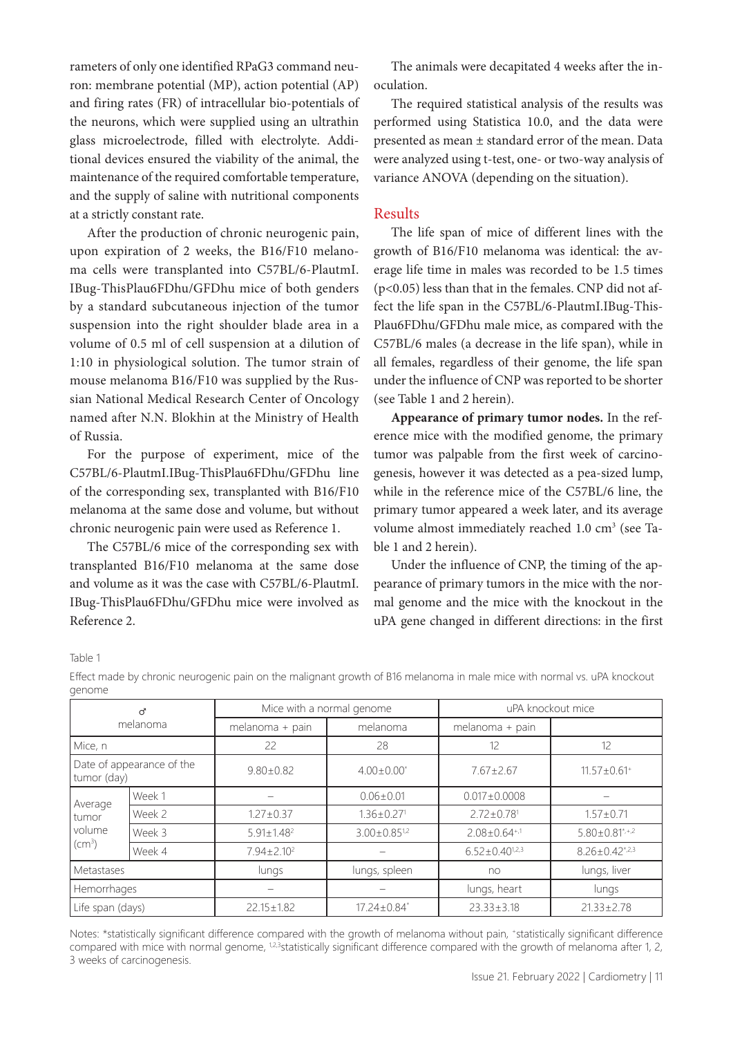rameters of only one identified RPaG3 command neuron: membrane potential (MP), action potential (AP) and firing rates (FR) of intracellular bio-potentials of the neurons, which were supplied using an ultrathin glass microelectrode, filled with electrolyte. Additional devices ensured the viability of the animal, the maintenance of the required comfortable temperature, and the supply of saline with nutritional components at a strictly constant rate.

After the production of chronic neurogenic pain, upon expiration of 2 weeks, the B16/F10 melanoma cells were transplanted into C57BL/6-PlautmI.IBug-ThisPlau6FDhu/GFDhu mice of both genders by a standard subcutaneous injection of the tumor suspension into the right shoulder blade area in a volume of 0.5 ml of cell suspension at a dilution of 1:10 in physiological solution. The tumor strain of mouse melanoma B16/F10 was supplied by the Russian National Medical Research Center of Oncology named after N.N. Blokhin at the Ministry of Health of Russia.

For the purpose of experiment, mice of the C57BL/6-PlautmI.IBug-ThisPlau6FDhu/GFDhu line of the corresponding sex, transplanted with B16/F10 melanoma at the same dose and volume, but without chronic neurogenic pain were used as Reference 1.

The C57BL/6 mice of the corresponding sex with transplanted B16/F10 melanoma at the same dose and volume as it was the case with C57BL/6-PlautmI.IBug-ThisPlau6FDhu/GFDhu mice were involved as Reference 2.

The animals were decapitated 4 weeks after the inoculation.

The required statistical analysis of the results was performed using Statistica 10.0, and the data were presented as mean ± standard error of the mean. Data were analyzed using t-test, one- or two-way analysis of variance ANOVA (depending on the situation).

## Results

The life span of mice of different lines with the growth of B16/F10 melanoma was identical: the average life time in males was recorded to be 1.5 times ($p<0.05$) less than that in the females. CNP did not affect the life span in the C57BL/6-PlautmI.IBug-ThisPlau6FDhu/GFDhu male mice, as compared with the C57BL/6 males (a decrease in the life span), while in all females, regardless of their genome, the life span under the influence of CNP was reported to be shorter (see Table 1 and 2 herein).

**Appearance of primary tumor nodes.** In the reference mice with the modified genome, the primary tumor was palpable from the first week of carcinogenesis, however it was detected as a pea-sized lump, while in the reference mice of the C57BL/6 line, the primary tumor appeared a week later, and its average volume almost immediately reached 1.0 cm³ (see Table 1 and 2 herein).

Under the influence of CNP, the timing of the appearance of primary tumors in the mice with the normal genome and the mice with the knockout in the uPA gene changed in different directions: in the first

Table 1

Effect made by chronic neurogenic pain on the malignant growth of B16 melanoma in male mice with normal vs. uPA knockout genome

| ♂ melanoma | | Mice with a normal genome | | uPA knockout mice | |
|---|---|---|---|---|---|
| | | melanoma + pain | melanoma | melanoma + pain | |
| Mice, n | | 22 | 28 | 12 | 12 |
| Date of appearance of the tumor (day) | | 9.80±0.82 | 4.00±0.00* | 7.67±2.67 | 11.57±0.61+ |
| Average tumor volume (cm³) | Week 1 | – | 0.06±0.01 | 0.017±0.0008 | – |
| | Week 2 | 1.27±0.37 | 1.36±0.27[1] | 2.72±0.78[1] | 1.57±0.71 |
| | Week 3 | 5.91±1.48[2] | 3.00±0.85[1,2] | 2.08±0.64+,[1] | 5.80±0.81*,+,[2] |
| | Week 4 | 7.94±2.10[2] | – | 6.52±0.40[1,2,3] | 8.26±0.42*,[2,3] |
| Metastases | | lungs | lungs, spleen | no | lungs, liver |
| Hemorrhages | | – | – | lungs, heart | lungs |
| Life span (days) | | 22.15±1.82 | 17.24±0.84* | 23.33±3.18 | 21.33±2.78 |

Notes: *statistically significant difference compared with the growth of melanoma without pain, +statistically significant difference compared with mice with normal genome, [1,2,3]statistically significant difference compared with the growth of melanoma after 1, 2, 3 weeks of carcinogenesis.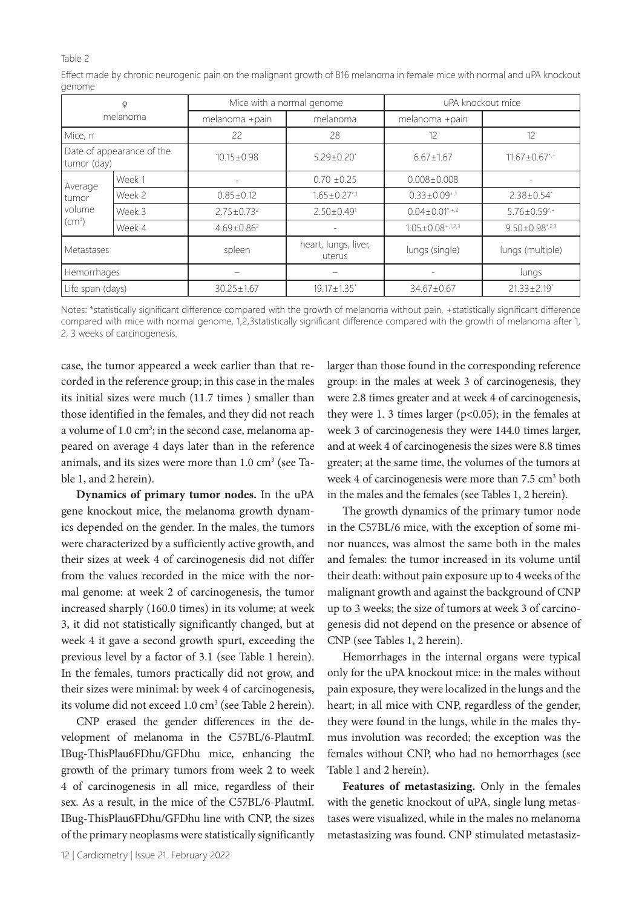Table 2

Effect made by chronic neurogenic pain on the malignant growth of B16 melanoma in female mice with normal and uPA knockout genome

| ♀ melanoma | | Mice with a normal genome | | uPA knockout mice | |
|---|---|---|---|---|---|
| | | melanoma +pain | melanoma | melanoma +pain | |
| Mice, n | | 22 | 28 | 12 | 12 |
| Date of appearance of the tumor (day) | | 10.15±0.98 | 5.29±0.20* | 6.67±1.67 | 11.67±0.67*,+ |
| Average tumor volume (cm³) | Week 1 | - | 0.70 ±0.25 | 0.008±0.008 | - |
| | Week 2 | 0.85±0.12 | 1.65±0.27*,1 | 0.33±0.09+,1 | 2.38±0.54* |
| | Week 3 | 2.75±0.73² | 2.50±0.49¹ | 0.04±0.01*,+,2 | 5.76±0.59*,+ |
| | Week 4 | 4.69±0.86² | - | 1.05±0.08+,1,2,3 | 9.50±0.98*,2,3 |
| Metastases | | spleen | heart, lungs, liver, uterus | lungs (single) | lungs (multiple) |
| Hemorrhages | | – | – | - | lungs |
| Life span (days) | | 30.25±1.67 | 19.17±1.35* | 34.67±0.67 | 21.33±2.19* |

Notes: *statistically significant difference compared with the growth of melanoma without pain, +statistically significant difference compared with mice with normal genome, 1,2,3statistically significant difference compared with the growth of melanoma after 1, 2, 3 weeks of carcinogenesis.

case, the tumor appeared a week earlier than that recorded in the reference group; in this case in the males its initial sizes were much (11.7 times ) smaller than those identified in the females, and they did not reach a volume of 1.0 cm³; in the second case, melanoma appeared on average 4 days later than in the reference animals, and its sizes were more than 1.0 cm³ (see Table 1, and 2 herein).

**Dynamics of primary tumor nodes.** In the uPA gene knockout mice, the melanoma growth dynamics depended on the gender. In the males, the tumors were characterized by a sufficiently active growth, and their sizes at week 4 of carcinogenesis did not differ from the values recorded in the mice with the normal genome: at week 2 of carcinogenesis, the tumor increased sharply (160.0 times) in its volume; at week 3, it did not statistically significantly changed, but at week 4 it gave a second growth spurt, exceeding the previous level by a factor of 3.1 (see Table 1 herein). In the females, tumors practically did not grow, and their sizes were minimal: by week 4 of carcinogenesis, its volume did not exceed 1.0 cm³ (see Table 2 herein).

CNP erased the gender differences in the development of melanoma in the C57BL/6-PlautmI.IBug-ThisPlau6FDhu/GFDhu mice, enhancing the growth of the primary tumors from week 2 to week 4 of carcinogenesis in all mice, regardless of their sex. As a result, in the mice of the C57BL/6-PlautmI.IBug-ThisPlau6FDhu/GFDhu line with CNP, the sizes of the primary neoplasms were statistically significantly larger than those found in the corresponding reference group: in the males at week 3 of carcinogenesis, they were 2.8 times greater and at week 4 of carcinogenesis, they were 1. 3 times larger ($p<0.05$); in the females at week 3 of carcinogenesis they were 144.0 times larger, and at week 4 of carcinogenesis the sizes were 8.8 times greater; at the same time, the volumes of the tumors at week 4 of carcinogenesis were more than 7.5 cm³ both in the males and the females (see Tables 1, 2 herein).

The growth dynamics of the primary tumor node in the C57BL/6 mice, with the exception of some minor nuances, was almost the same both in the males and females: the tumor increased in its volume until their death: without pain exposure up to 4 weeks of the malignant growth and against the background of CNP up to 3 weeks; the size of tumors at week 3 of carcinogenesis did not depend on the presence or absence of CNP (see Tables 1, 2 herein).

Hemorrhages in the internal organs were typical only for the uPA knockout mice: in the males without pain exposure, they were localized in the lungs and the heart; in all mice with CNP, regardless of the gender, they were found in the lungs, while in the males thymus involution was recorded; the exception was the females without CNP, who had no hemorrhages (see Table 1 and 2 herein).

**Features of metastasizing.** Only in the females with the genetic knockout of uPA, single lung metastases were visualized, while in the males no melanoma metastasizing was found. CNP stimulated metastasiz-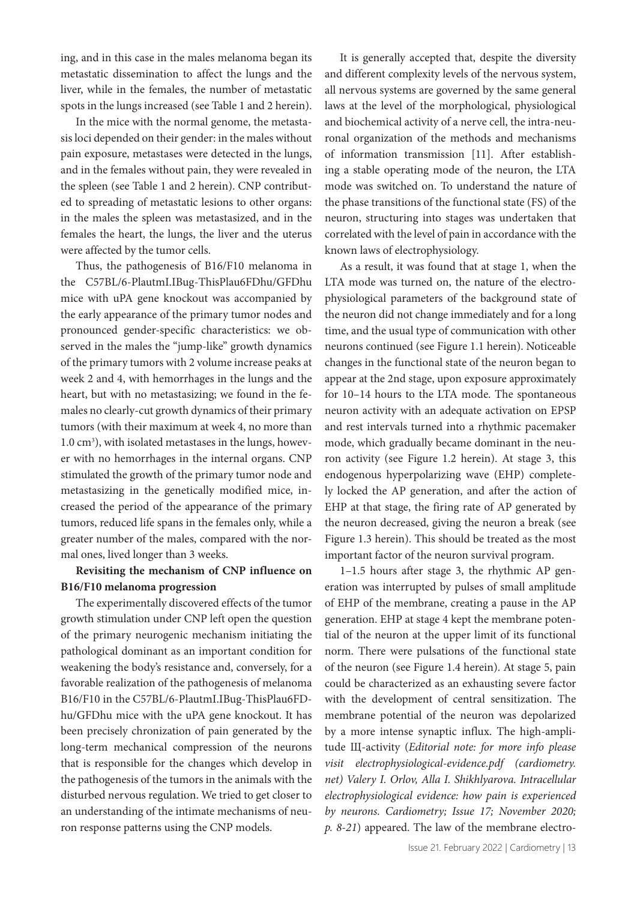ing, and in this case in the males melanoma began its metastatic dissemination to affect the lungs and the liver, while in the females, the number of metastatic spots in the lungs increased (see Table 1 and 2 herein).

In the mice with the normal genome, the metastasis loci depended on their gender: in the males without pain exposure, metastases were detected in the lungs, and in the females without pain, they were revealed in the spleen (see Table 1 and 2 herein). CNP contributed to spreading of metastatic lesions to other organs: in the males the spleen was metastasized, and in the females the heart, the lungs, the liver and the uterus were affected by the tumor cells.

Thus, the pathogenesis of B16/F10 melanoma in the C57BL/6-PlautmI.IBug-ThisPlau6FDhu/GFDhu mice with uPA gene knockout was accompanied by the early appearance of the primary tumor nodes and pronounced gender-specific characteristics: we observed in the males the "jump-like" growth dynamics of the primary tumors with 2 volume increase peaks at week 2 and 4, with hemorrhages in the lungs and the heart, but with no metastasizing; we found in the females no clearly-cut growth dynamics of their primary tumors (with their maximum at week 4, no more than 1.0 cm$^3$), with isolated metastases in the lungs, however with no hemorrhages in the internal organs. CNP stimulated the growth of the primary tumor node and metastasizing in the genetically modified mice, increased the period of the appearance of the primary tumors, reduced life spans in the females only, while a greater number of the males, compared with the normal ones, lived longer than 3 weeks.

**Revisiting the mechanism of CNP influence on B16/F10 melanoma progression**

The experimentally discovered effects of the tumor growth stimulation under CNP left open the question of the primary neurogenic mechanism initiating the pathological dominant as an important condition for weakening the body's resistance and, conversely, for a favorable realization of the pathogenesis of melanoma B16/F10 in the C57BL/6-PlautmI.IBug-ThisPlau6FDhu/GFDhu mice with the uPA gene knockout. It has been precisely chronization of pain generated by the long-term mechanical compression of the neurons that is responsible for the changes which develop in the pathogenesis of the tumors in the animals with the disturbed nervous regulation. We tried to get closer to an understanding of the intimate mechanisms of neuron response patterns using the CNP models.

It is generally accepted that, despite the diversity and different complexity levels of the nervous system, all nervous systems are governed by the same general laws at the level of the morphological, physiological and biochemical activity of a nerve cell, the intra-neuronal organization of the methods and mechanisms of information transmission [11]. After establishing a stable operating mode of the neuron, the LTA mode was switched on. To understand the nature of the phase transitions of the functional state (FS) of the neuron, structuring into stages was undertaken that correlated with the level of pain in accordance with the known laws of electrophysiology.

As a result, it was found that at stage 1, when the LTA mode was turned on, the nature of the electrophysiological parameters of the background state of the neuron did not change immediately and for a long time, and the usual type of communication with other neurons continued (see Figure 1.1 herein). Noticeable changes in the functional state of the neuron began to appear at the 2nd stage, upon exposure approximately for 10–14 hours to the LTA mode. The spontaneous neuron activity with an adequate activation on EPSP and rest intervals turned into a rhythmic pacemaker mode, which gradually became dominant in the neuron activity (see Figure 1.2 herein). At stage 3, this endogenous hyperpolarizing wave (EHP) completely locked the AP generation, and after the action of EHP at that stage, the firing rate of AP generated by the neuron decreased, giving the neuron a break (see Figure 1.3 herein). This should be treated as the most important factor of the neuron survival program.

1–1.5 hours after stage 3, the rhythmic AP generation was interrupted by pulses of small amplitude of EHP of the membrane, creating a pause in the AP generation. EHP at stage 4 kept the membrane potential of the neuron at the upper limit of its functional norm. There were pulsations of the functional state of the neuron (see Figure 1.4 herein). At stage 5, pain could be characterized as an exhausting severe factor with the development of central sensitization. The membrane potential of the neuron was depolarized by a more intense synaptic influx. The high-amplitude Щ-activity (*Editorial note: for more info please visit electrophysiological-evidence.pdf (cardiometry.net) Valery I. Orlov, Alla I. Shikhlyarova. Intracellular electrophysiological evidence: how pain is experienced by neurons. Cardiometry; Issue 17; November 2020; p. 8-21*) appeared. The law of the membrane electro-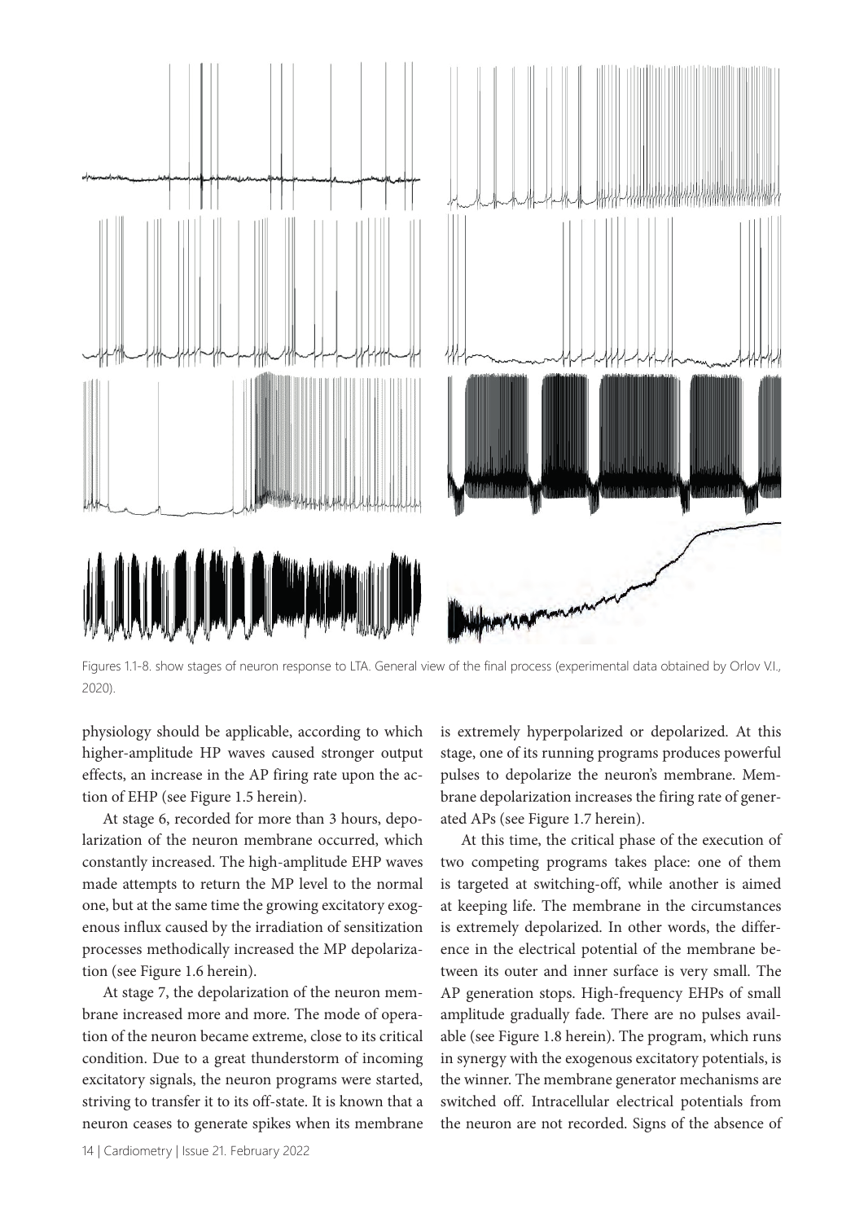Figures 1.1-8. show stages of neuron response to LTA. General view of the final process (experimental data obtained by Orlov V.I., 2020).

physiology should be applicable, according to which higher-amplitude HP waves caused stronger output effects, an increase in the AP firing rate upon the action of EHP (see Figure 1.5 herein).

At stage 6, recorded for more than 3 hours, depolarization of the neuron membrane occurred, which constantly increased. The high-amplitude EHP waves made attempts to return the MP level to the normal one, but at the same time the growing excitatory exogenous influx caused by the irradiation of sensitization processes methodically increased the MP depolarization (see Figure 1.6 herein).

At stage 7, the depolarization of the neuron membrane increased more and more. The mode of operation of the neuron became extreme, close to its critical condition. Due to a great thunderstorm of incoming excitatory signals, the neuron programs were started, striving to transfer it to its off-state. It is known that a neuron ceases to generate spikes when its membrane is extremely hyperpolarized or depolarized. At this stage, one of its running programs produces powerful pulses to depolarize the neuron's membrane. Membrane depolarization increases the firing rate of generated APs (see Figure 1.7 herein).

At this time, the critical phase of the execution of two competing programs takes place: one of them is targeted at switching-off, while another is aimed at keeping life. The membrane in the circumstances is extremely depolarized. In other words, the difference in the electrical potential of the membrane between its outer and inner surface is very small. The AP generation stops. High-frequency EHPs of small amplitude gradually fade. There are no pulses available (see Figure 1.8 herein). The program, which runs in synergy with the exogenous excitatory potentials, is the winner. The membrane generator mechanisms are switched off. Intracellular electrical potentials from the neuron are not recorded. Signs of the absence of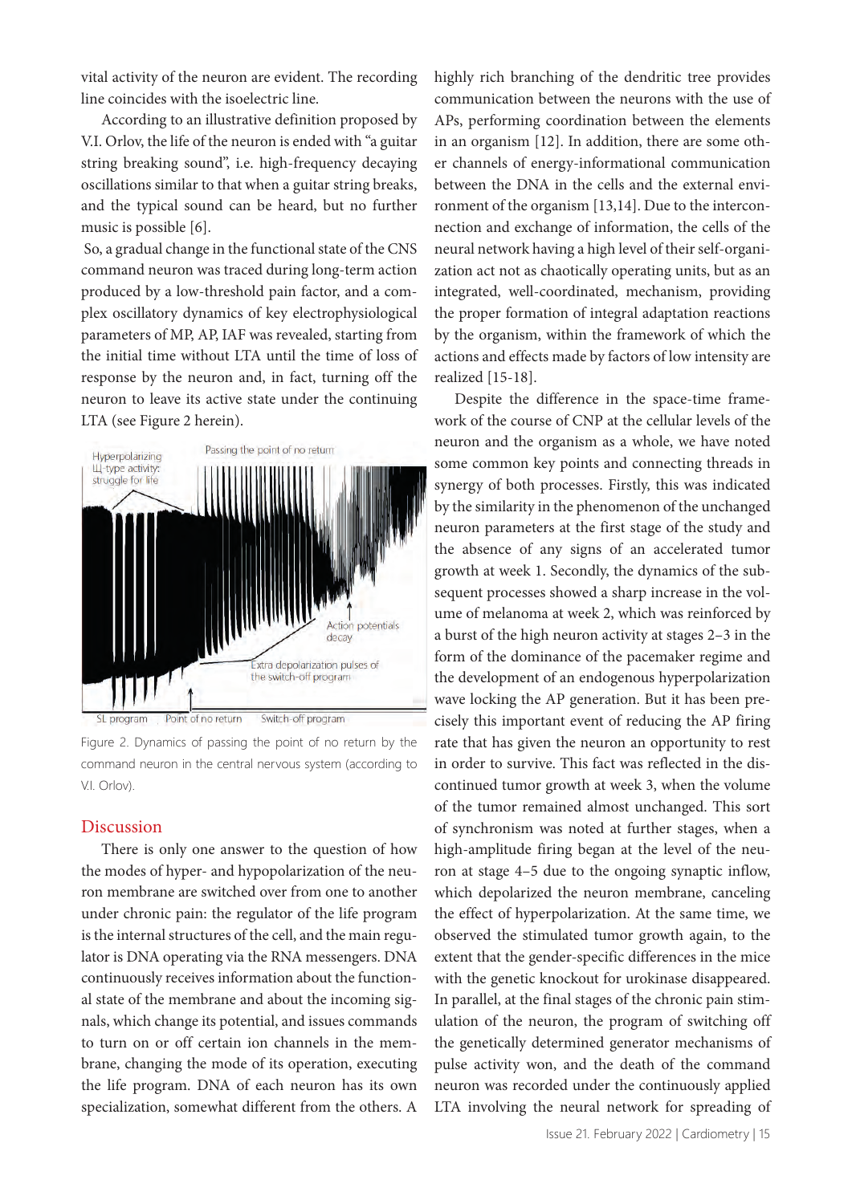vital activity of the neuron are evident. The recording line coincides with the isoelectric line.

According to an illustrative definition proposed by V.I. Orlov, the life of the neuron is ended with "a guitar string breaking sound", i.e. high-frequency decaying oscillations similar to that when a guitar string breaks, and the typical sound can be heard, but no further music is possible [6].

So, a gradual change in the functional state of the CNS command neuron was traced during long-term action produced by a low-threshold pain factor, and a complex oscillatory dynamics of key electrophysiological parameters of MP, AP, IAF was revealed, starting from the initial time without LTA until the time of loss of response by the neuron and, in fact, turning off the neuron to leave its active state under the continuing LTA (see Figure 2 herein).

Figure 2. Dynamics of passing the point of no return by the command neuron in the central nervous system (according to V.I. Orlov).

## Discussion

There is only one answer to the question of how the modes of hyper- and hypopolarization of the neuron membrane are switched over from one to another under chronic pain: the regulator of the life program is the internal structures of the cell, and the main regulator is DNA operating via the RNA messengers. DNA continuously receives information about the functional state of the membrane and about the incoming signals, which change its potential, and issues commands to turn on or off certain ion channels in the membrane, changing the mode of its operation, executing the life program. DNA of each neuron has its own specialization, somewhat different from the others. A highly rich branching of the dendritic tree provides communication between the neurons with the use of APs, performing coordination between the elements in an organism [12]. In addition, there are some other channels of energy-informational communication between the DNA in the cells and the external environment of the organism [13,14]. Due to the interconnection and exchange of information, the cells of the neural network having a high level of their self-organization act not as chaotically operating units, but as an integrated, well-coordinated, mechanism, providing the proper formation of integral adaptation reactions by the organism, within the framework of which the actions and effects made by factors of low intensity are realized [15-18].

Despite the difference in the space-time framework of the course of CNP at the cellular levels of the neuron and the organism as a whole, we have noted some common key points and connecting threads in synergy of both processes. Firstly, this was indicated by the similarity in the phenomenon of the unchanged neuron parameters at the first stage of the study and the absence of any signs of an accelerated tumor growth at week 1. Secondly, the dynamics of the subsequent processes showed a sharp increase in the volume of melanoma at week 2, which was reinforced by a burst of the high neuron activity at stages 2–3 in the form of the dominance of the pacemaker regime and the development of an endogenous hyperpolarization wave locking the AP generation. But it has been precisely this important event of reducing the AP firing rate that has given the neuron an opportunity to rest in order to survive. This fact was reflected in the discontinued tumor growth at week 3, when the volume of the tumor remained almost unchanged. This sort of synchronism was noted at further stages, when a high-amplitude firing began at the level of the neuron at stage 4–5 due to the ongoing synaptic inflow, which depolarized the neuron membrane, canceling the effect of hyperpolarization. At the same time, we observed the stimulated tumor growth again, to the extent that the gender-specific differences in the mice with the genetic knockout for urokinase disappeared. In parallel, at the final stages of the chronic pain stimulation of the neuron, the program of switching off the genetically determined generator mechanisms of pulse activity won, and the death of the command neuron was recorded under the continuously applied LTA involving the neural network for spreading of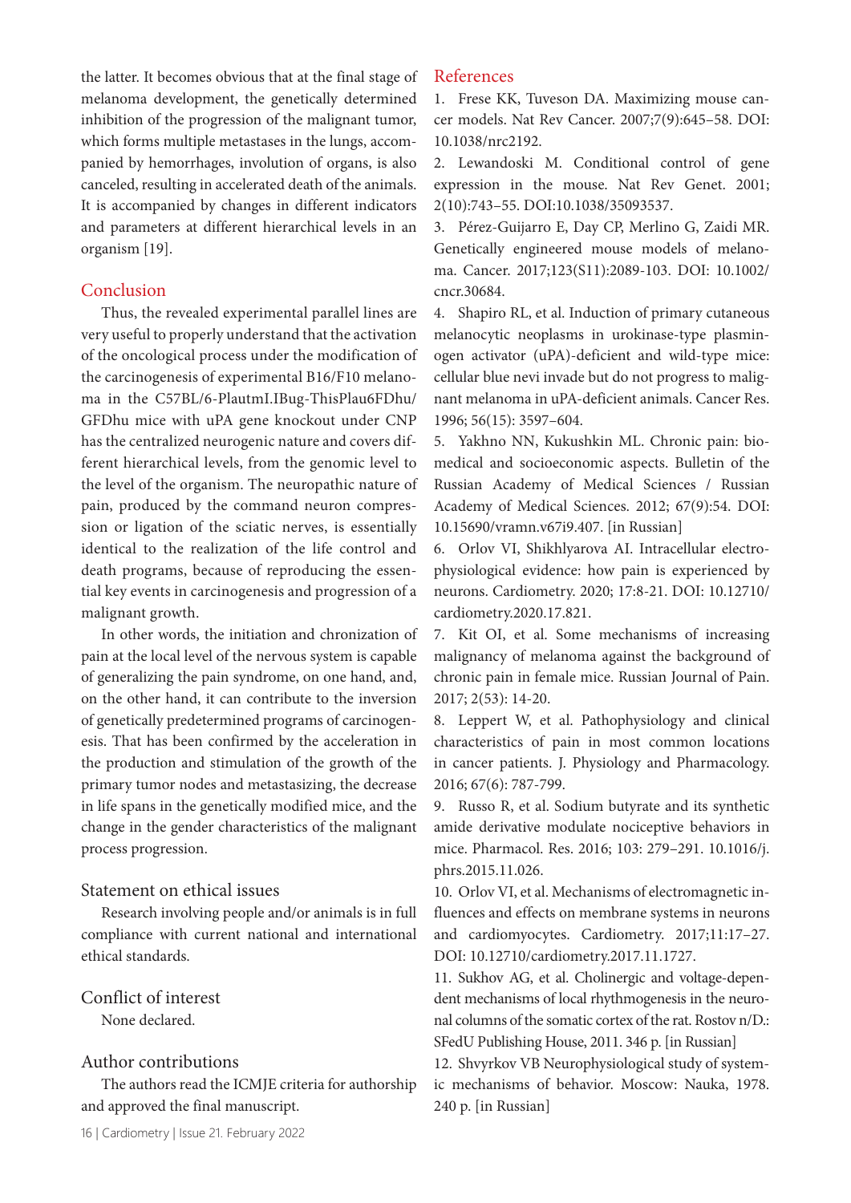the latter. It becomes obvious that at the final stage of melanoma development, the genetically determined inhibition of the progression of the malignant tumor, which forms multiple metastases in the lungs, accompanied by hemorrhages, involution of organs, is also canceled, resulting in accelerated death of the animals. It is accompanied by changes in different indicators and parameters at different hierarchical levels in an organism [19].

## Conclusion

Thus, the revealed experimental parallel lines are very useful to properly understand that the activation of the oncological process under the modification of the carcinogenesis of experimental B16/F10 melanoma in the C57BL/6-PlautmI.IBug-ThisPlau6FDhu/GFDhu mice with uPA gene knockout under CNP has the centralized neurogenic nature and covers different hierarchical levels, from the genomic level to the level of the organism. The neuropathic nature of pain, produced by the command neuron compression or ligation of the sciatic nerves, is essentially identical to the realization of the life control and death programs, because of reproducing the essential key events in carcinogenesis and progression of a malignant growth.

In other words, the initiation and chronization of pain at the local level of the nervous system is capable of generalizing the pain syndrome, on one hand, and, on the other hand, it can contribute to the inversion of genetically predetermined programs of carcinogenesis. That has been confirmed by the acceleration in the production and stimulation of the growth of the primary tumor nodes and metastasizing, the decrease in life spans in the genetically modified mice, and the change in the gender characteristics of the malignant process progression.

### Statement on ethical issues

Research involving people and/or animals is in full compliance with current national and international ethical standards.

### Conflict of interest

None declared.

### Author contributions

The authors read the ICMJE criteria for authorship and approved the final manuscript.

## References

1. Frese KK, Tuveson DA. Maximizing mouse cancer models. Nat Rev Cancer. 2007;7(9):645–58. DOI: 10.1038/nrc2192.
2. Lewandoski M. Conditional control of gene expression in the mouse. Nat Rev Genet. 2001; 2(10):743–55. DOI:10.1038/35093537.
3. Pérez-Guijarro E, Day CP, Merlino G, Zaidi MR. Genetically engineered mouse models of melanoma. Cancer. 2017;123(S11):2089-103. DOI: 10.1002/cncr.30684.
4. Shapiro RL, et al. Induction of primary cutaneous melanocytic neoplasms in urokinase-type plasminogen activator (uPA)-deficient and wild-type mice: cellular blue nevi invade but do not progress to malignant melanoma in uPA-deficient animals. Cancer Res. 1996; 56(15): 3597–604.
5. Yakhno NN, Kukushkin ML. Chronic pain: biomedical and socioeconomic aspects. Bulletin of the Russian Academy of Medical Sciences / Russian Academy of Medical Sciences. 2012; 67(9):54. DOI: 10.15690/vramn.v67i9.407. [in Russian]
6. Orlov VI, Shikhlyarova AI. Intracellular electrophysiological evidence: how pain is experienced by neurons. Cardiometry. 2020; 17:8-21. DOI: 10.12710/cardiometry.2020.17.821.
7. Kit OI, et al. Some mechanisms of increasing malignancy of melanoma against the background of chronic pain in female mice. Russian Journal of Pain. 2017; 2(53): 14-20.
8. Leppert W, et al. Pathophysiology and clinical characteristics of pain in most common locations in cancer patients. J. Physiology and Pharmacology. 2016; 67(6): 787-799.
9. Russo R, et al. Sodium butyrate and its synthetic amide derivative modulate nociceptive behaviors in mice. Pharmacol. Res. 2016; 103: 279–291. 10.1016/j.phrs.2015.11.026.
10. Orlov VI, et al. Mechanisms of electromagnetic influences and effects on membrane systems in neurons and cardiomyocytes. Cardiometry. 2017;11:17–27. DOI: 10.12710/cardiometry.2017.11.1727.
11. Sukhov AG, et al. Cholinergic and voltage-dependent mechanisms of local rhythmogenesis in the neuronal columns of the somatic cortex of the rat. Rostov n/D.: SFedU Publishing House, 2011. 346 p. [in Russian]
12. Shvyrkov VB Neurophysiological study of systemic mechanisms of behavior. Moscow: Nauka, 1978. 240 p. [in Russian]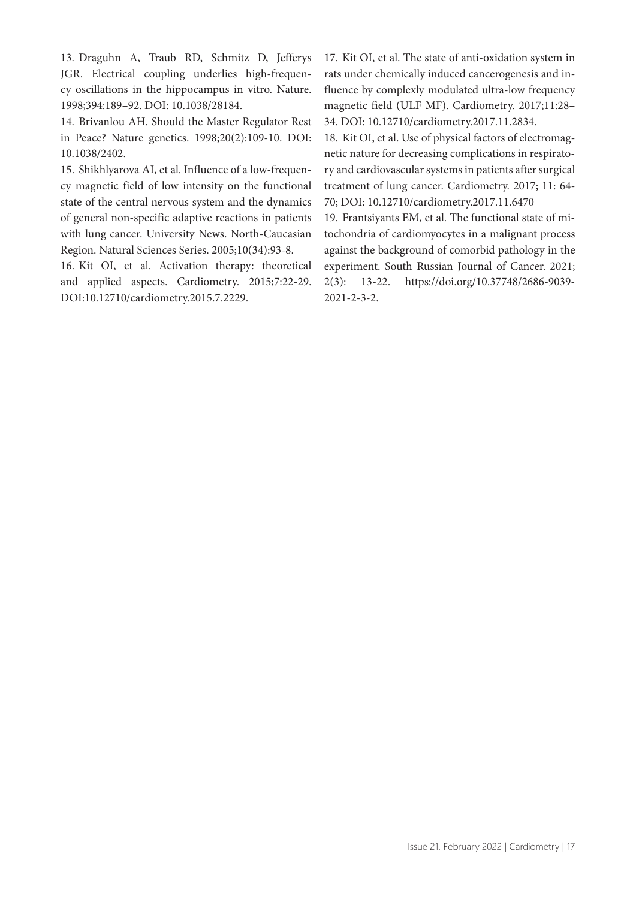13. Draguhn A, Traub RD, Schmitz D, Jefferys JGR. Electrical coupling underlies high-frequency oscillations in the hippocampus in vitro. Nature. 1998;394:189–92. DOI: 10.1038/28184.

14. Brivanlou AH. Should the Master Regulator Rest in Peace? Nature genetics. 1998;20(2):109-10. DOI: 10.1038/2402.

15. Shikhlyarova AI, et al. Influence of a low-frequency magnetic field of low intensity on the functional state of the central nervous system and the dynamics of general non-specific adaptive reactions in patients with lung cancer. University News. North-Caucasian Region. Natural Sciences Series. 2005;10(34):93-8.

16. Kit OI, et al. Activation therapy: theoretical and applied aspects. Cardiometry. 2015;7:22-29. DOI:10.12710/cardiometry.2015.7.2229.

17. Kit OI, et al. The state of anti-oxidation system in rats under chemically induced cancerogenesis and influence by complexly modulated ultra-low frequency magnetic field (ULF MF). Cardiometry. 2017;11:28–34. DOI: 10.12710/cardiometry.2017.11.2834.

18. Kit OI, et al. Use of physical factors of electromagnetic nature for decreasing complications in respiratory and cardiovascular systems in patients after surgical treatment of lung cancer. Cardiometry. 2017; 11: 64-70; DOI: 10.12710/cardiometry.2017.11.6470

19. Frantsiyants EM, et al. The functional state of mitochondria of cardiomyocytes in a malignant process against the background of comorbid pathology in the experiment. South Russian Journal of Cancer. 2021; 2(3): 13-22. https://doi.org/10.37748/2686-9039-2021-2-3-2.